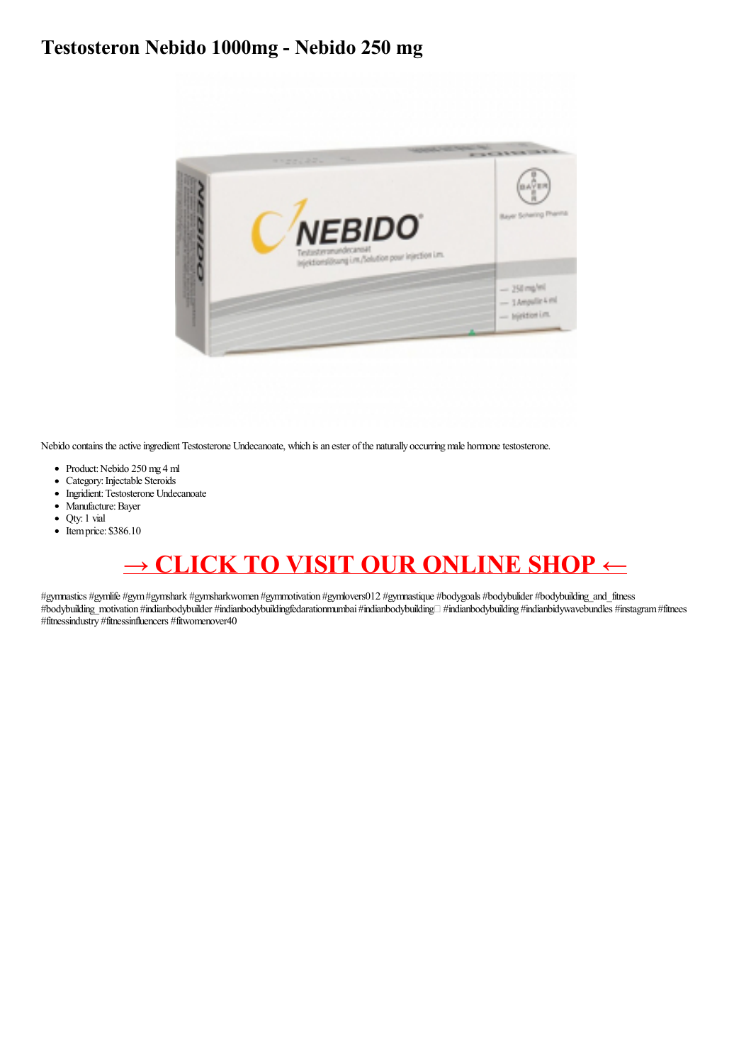# Testosteron Nebido 1000mg - Nebido 250 mg

Nebido contains the active ingredient Testosterone Undecanoate, which is an ester of the naturally occurring male hormone testosterone.

- Product: Nebido 250 mg 4 ml
- Category: Injectable Steroids
- Ingridient: Testosterone Undecanoate
- Manufacture: Bayer
- Qty: 1 vial
- Item price: $386.10

## → CLICK TO VISIT OUR ONLINE SHOP ←

#gymnastics #gymlife #gym #gymshark #gymsharkwomen #gymmotivation #gymlovers012 #gymnastique #bodygoals #bodybulider #bodybuilding_and_fitness #bodybuilding_motivation #indianbodybuilder #indianbodybuildingfedarationmumbai #indianbodybuilding #indianbodybuilding #indianbidywavebundles #instagram #fitnees #fitnessindustry #fitnessinfluencers #fitwomenover40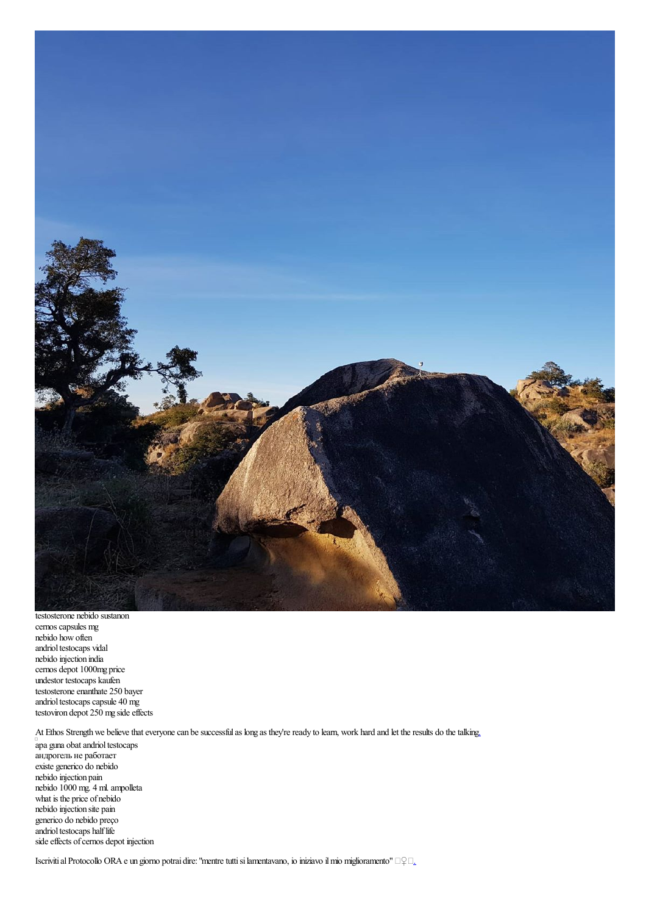testosterone nebido sustanon
cernos capsules mg
nebido how often
andriol testocaps vidal
nebido injection india
cernos depot 1000mg price
undestor testocaps kaufen
testosterone enanthate 250 bayer
andriol testocaps capsule 40 mg
testoviron depot 250 mg side effects

At Ethos Strength we believe that everyone can be successful as long as they're ready to learn, work hard and let the results do the talking.

apa guna obat andriol testocaps
андрогель не работает
existe generico do nebido
nebido injection pain
nebido 1000 mg. 4 ml. ampolleta
what is the price of nebido
nebido injection site pain
generico do nebido preço
andriol testocaps half life
side effects of cernos depot injection

Iscriviti al Protocollo ORA e un giorno potrai dire: "mentre tutti si lamentavano, io iniziavo il mio miglioramento" ♀.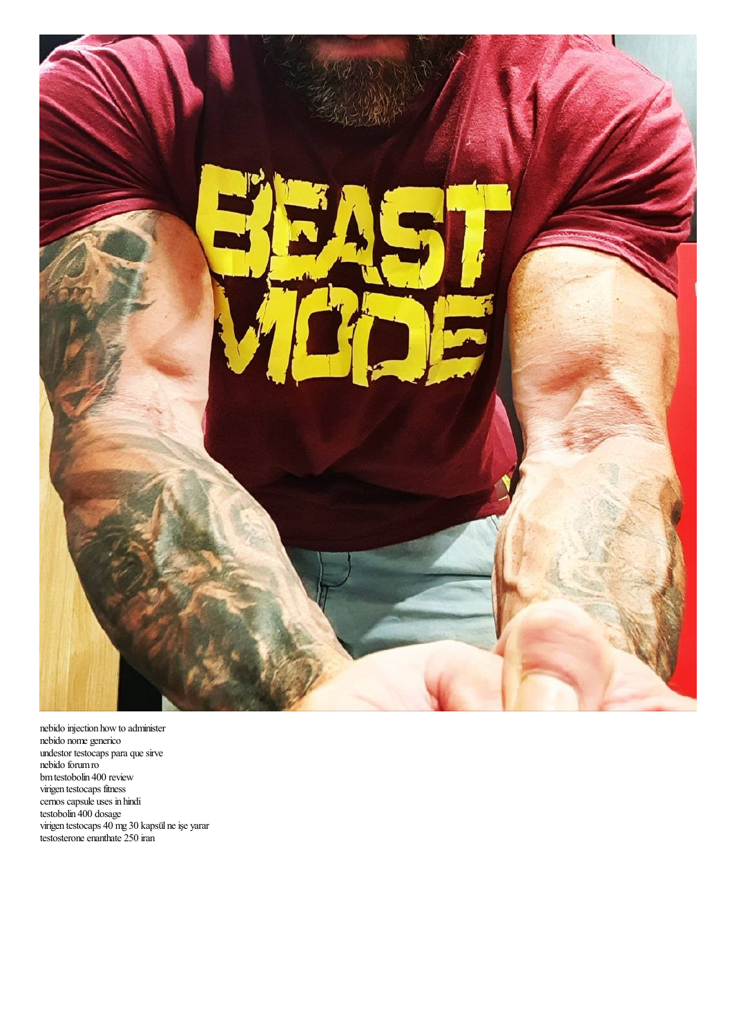nebido injection how to administer
nebido nome generico
undestor testocaps para que sirve
nebido forum ro
bm testobolin 400 review
virigen testocaps fitness
cernos capsule uses in hindi
testobolin 400 dosage
virigen testocaps 40 mg 30 kapsül ne işe yarar
testosterone enanthate 250 iran